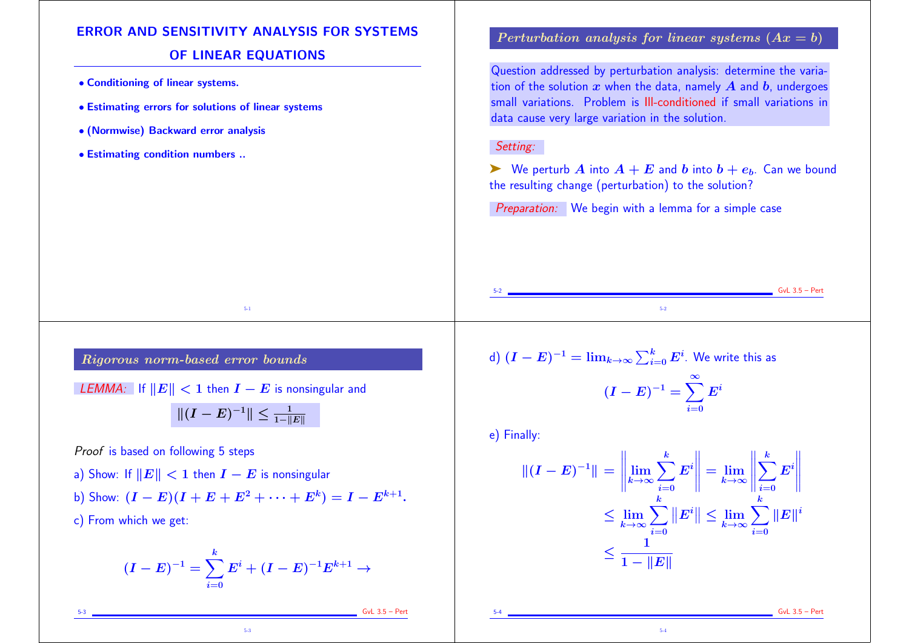# ERROR AND SENSITIVITY ANALYSIS FOR SYSTEMS OF LINEAR EQUATIONS

- **Conditioning of linear systems.**
- **Estimating errors for solutions of linear systems**
- **(Normwise) Backward error analysis**
- **Estimating condition numbers ..**

## Perturbation analysis for linear systems ($Ax = b$)

Question addressed by perturbation analysis: determine the variation of the solution $x$ when the data, namely $A$ and $b$, undergoes small variations. Problem is Ill-conditioned if small variations in data cause very large variation in the solution.

*Setting:*

➤ We perturb $A$ into $A + E$ and $b$ into $b + e_b$. Can we bound the resulting change (perturbation) to the solution?

*Preparation:* We begin with a lemma for a simple case

## Rigorous norm-based error bounds

*LEMMA:* If $\|E\| < 1$ then $I - E$ is nonsingular and

$$\|(I - E)^{-1}\| \leq \frac{1}{1 - \|E\|}$$

*Proof* is based on following 5 steps

a) Show: If $\|E\| < 1$ then $I - E$ is nonsingular

b) Show: $(I - E)(I + E + E^2 + \cdots + E^k) = I - E^{k+1}$.

c) From which we get:

$$(I - E)^{-1} = \sum_{i=0}^{k} E^i + (I - E)^{-1} E^{k+1} \rightarrow$$

d) $(I - E)^{-1} = \lim_{k\rightarrow\infty} \sum_{i=0}^{k} E^i$. We write this as

$$(I - E)^{-1} = \sum_{i=0}^{\infty} E^i$$

e) Finally:

$$\begin{aligned} \|(I - E)^{-1}\| &= \left\| \lim_{k\rightarrow\infty} \sum_{i=0}^{k} E^i \right\| = \lim_{k\rightarrow\infty} \left\| \sum_{i=0}^{k} E^i \right\| \\ &\leq \lim_{k\rightarrow\infty} \sum_{i=0}^{k} \|E^i\| \leq \lim_{k\rightarrow\infty} \sum_{i=0}^{k} \|E\|^i \\ &\leq \frac{1}{1 - \|E\|} \end{aligned}$$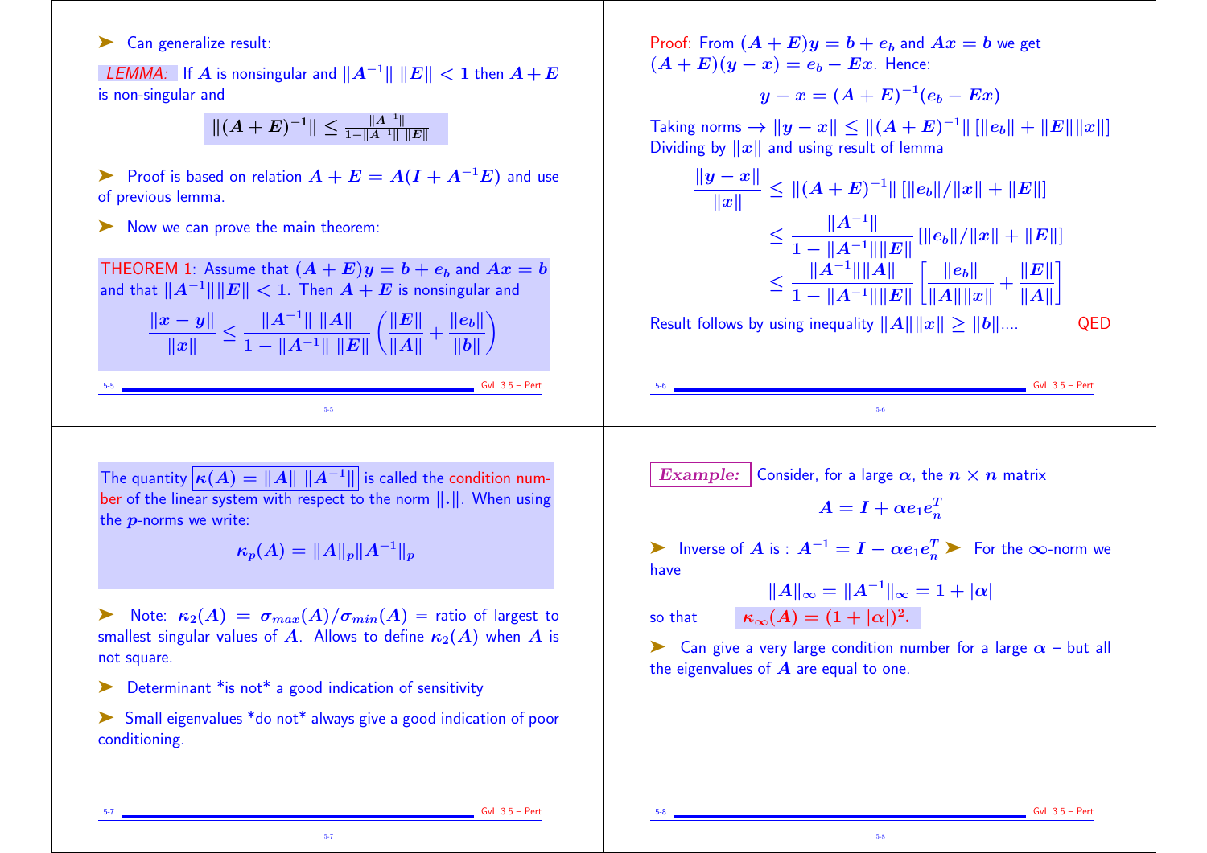➤ Can generalize result:

*LEMMA:* If $A$ is nonsingular and $\|A^{-1}\| \; \|E\| < 1$ then $A + E$ is non-singular and

$$\|(A+E)^{-1}\| \leq \frac{\|A^{-1}\|}{1 - \|A^{-1}\| \; \|E\|}$$

➤ Proof is based on relation $A + E = A(I + A^{-1}E)$ and use of previous lemma.

➤ Now we can prove the main theorem:

THEOREM 1: Assume that $(A+E)y = b + e_b$ and $Ax = b$ and that $\|A^{-1}\|\|E\| < 1$. Then $A + E$ is nonsingular and

$$\frac{\|x - y\|}{\|x\|} \leq \frac{\|A^{-1}\| \; \|A\|}{1 - \|A^{-1}\| \; \|E\|} \left( \frac{\|E\|}{\|A\|} + \frac{\|e_b\|}{\|b\|} \right)$$

Proof: From $(A+E)y = b + e_b$ and $Ax = b$ we get $(A+E)(y - x) = e_b - Ex$. Hence:

$$y - x = (A+E)^{-1}(e_b - Ex)$$

Taking norms $\rightarrow$ $\|y - x\| \leq \|(A+E)^{-1}\| \left[\|e_b\| + \|E\|\|x\|\right]$
Dividing by $\|x\|$ and using result of lemma

$$\frac{\|y-x\|}{\|x\|} \leq \|(A+E)^{-1}\| \left[\|e_b\|/\|x\| + \|E\|\right]$$

$$\leq \frac{\|A^{-1}\|}{1 - \|A^{-1}\|\|E\|} \left[\|e_b\|/\|x\| + \|E\|\right]$$

$$\leq \frac{\|A^{-1}\|\|A\|}{1 - \|A^{-1}\|\|E\|} \left[ \frac{\|e_b\|}{\|A\|\|x\|} + \frac{\|E\|}{\|A\|} \right]$$

Result follows by using inequality $\|A\|\|x\| \geq \|b\|$.... QED

The quantity $\kappa(A) = \|A\| \; \|A^{-1}\|$ is called the condition number of the linear system with respect to the norm $\|.\|$. When using the $p$-norms we write:

$$\kappa_p(A) = \|A\|_p \|A^{-1}\|_p$$

➤ Note: $\kappa_2(A) = \sigma_{max}(A)/\sigma_{min}(A)$ = ratio of largest to smallest singular values of $A$. Allows to define $\kappa_2(A)$ when $A$ is not square.

➤ Determinant *is not* a good indication of sensitivity

➤ Small eigenvalues *do not* always give a good indication of poor conditioning.

**Example:** Consider, for a large $\alpha$, the $n \times n$ matrix

$$A = I + \alpha e_1 e_n^T$$

➤ Inverse of $A$ is : $A^{-1} = I - \alpha e_1 e_n^T$ ➤ For the $\infty$-norm we have

$$\|A\|_\infty = \|A^{-1}\|_\infty = 1 + |\alpha|$$

so that $\kappa_\infty(A) = (1 + |\alpha|)^2.$

➤ Can give a very large condition number for a large $\alpha$ – but all the eigenvalues of $A$ are equal to one.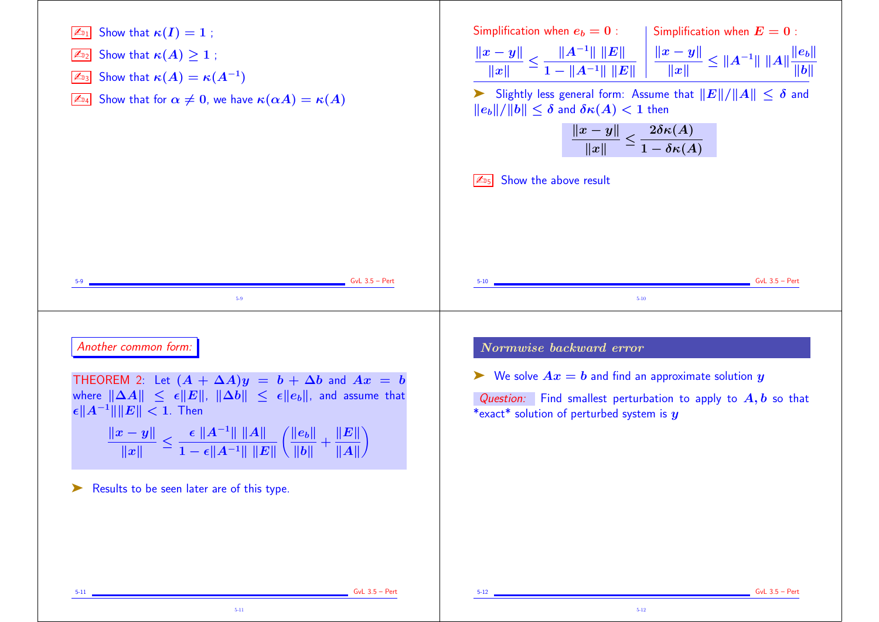- D1 Show that $\kappa(I) = 1$ ;
- D2 Show that $\kappa(A) \geq 1$ ;
- D3 Show that $\kappa(A) = \kappa(A^{-1})$
- D4 Show that for $\alpha \neq 0$, we have $\kappa(\alpha A) = \kappa(A)$

Simplification when $e_b = 0$ :

$$\frac{\|x - y\|}{\|x\|} \leq \frac{\|A^{-1}\| \ \|E\|}{1 - \|A^{-1}\| \ \|E\|}$$

Simplification when $E = 0$ :

$$\frac{\|x - y\|}{\|x\|} \leq \|A^{-1}\| \ \|A\| \frac{\|e_b\|}{\|b\|}$$

➤ Slightly less general form: Assume that $\|E\|/\|A\| \leq \delta$ and $\|e_b\|/\|b\| \leq \delta$ and $\delta\kappa(A) < 1$ then

$$\frac{\|x - y\|}{\|x\|} \leq \frac{2\delta\kappa(A)}{1 - \delta\kappa(A)}$$

- D5 Show the above result

*Another common form:*

THEOREM 2: Let $(A + \Delta A)y = b + \Delta b$ and $Ax = b$ where $\|\Delta A\| \leq \epsilon\|E\|$, $\|\Delta b\| \leq \epsilon\|e_b\|$, and assume that $\epsilon\|A^{-1}\|\|E\| < 1$. Then

$$\frac{\|x - y\|}{\|x\|} \leq \frac{\epsilon \ \|A^{-1}\| \ \|A\|}{1 - \epsilon\|A^{-1}\| \ \|E\|}\left(\frac{\|e_b\|}{\|b\|} + \frac{\|E\|}{\|A\|}\right)$$

➤ Results to be seen later are of this type.

## *Normwise backward error*

➤ We solve $Ax = b$ and find an approximate solution $y$

*Question:* Find smallest perturbation to apply to $A, b$ so that *exact* solution of perturbed system is $y$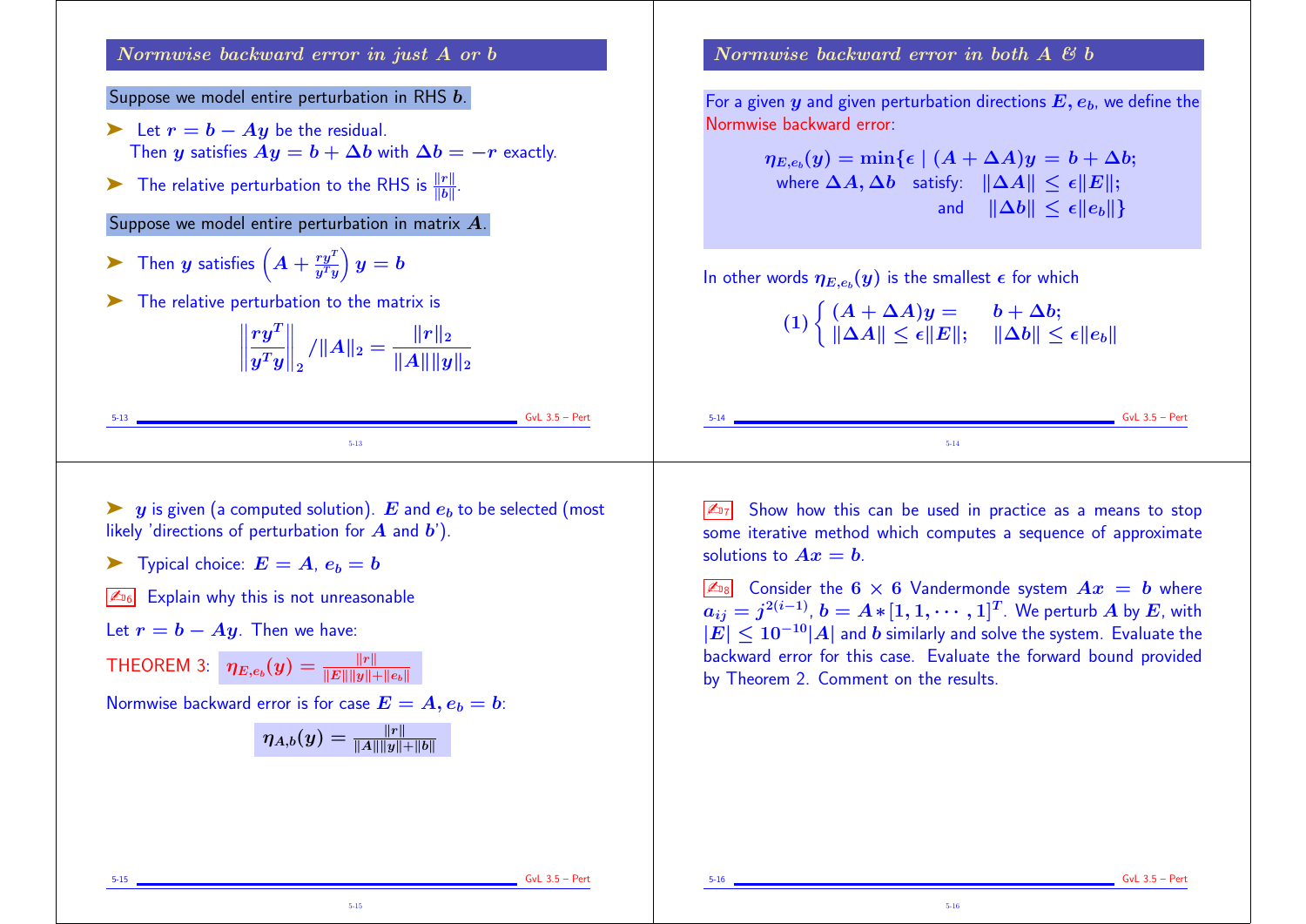## *Normwise backward error in just A or b*

Suppose we model entire perturbation in RHS $b$.

- Let $r = b - Ay$ be the residual. Then $y$ satisfies $Ay = b + \Delta b$ with $\Delta b = -r$ exactly.
- The relative perturbation to the RHS is $\frac{\|r\|}{\|b\|}$.

Suppose we model entire perturbation in matrix $A$.

- Then $y$ satisfies $\left(A + \frac{ry^T}{y^Ty}\right) y = b$
- The relative perturbation to the matrix is

$$\left\|\frac{ry^T}{y^Ty}\right\|_2 / \|A\|_2 = \frac{\|r\|_2}{\|A\| \|y\|_2}$$

## *Normwise backward error in both A & b*

For a given $y$ and given perturbation directions $E, e_b$, we define the Normwise backward error:

$$\eta_{E,e_b}(y) = \min\{\epsilon \mid (A + \Delta A)y = b + \Delta b; \text{ where } \Delta A, \Delta b \text{ satisfy: } \|\Delta A\| \le \epsilon \|E\|; \text{ and } \|\Delta b\| \le \epsilon \|e_b\|\}$$

In other words $\eta_{E,e_b}(y)$ is the smallest $\epsilon$ for which

$$(1) \begin{cases} (A + \Delta A)y = b + \Delta b; \\ \|\Delta A\| \le \epsilon \|E\|; \quad \|\Delta b\| \le \epsilon \|e_b\| \end{cases}$$

---

- $y$ is given (a computed solution). $E$ and $e_b$ to be selected (most likely 'directions of perturbation for $A$ and $b$').
- Typical choice: $E = A$, $e_b = b$

✍₀₆ Explain why this is not unreasonable

Let $r = b - Ay$. Then we have:

THEOREM 3: $\eta_{E,e_b}(y) = \frac{\|r\|}{\|E\|\|y\| + \|e_b\|}$

Normwise backward error is for case $E = A, e_b = b$:

$$\eta_{A,b}(y) = \frac{\|r\|}{\|A\|\|y\| + \|b\|}$$

---

✍₀₇ Show how this can be used in practice as a means to stop some iterative method which computes a sequence of approximate solutions to $Ax = b$.

✍₀₈ Consider the $6 \times 6$ Vandermonde system $Ax = b$ where $a_{ij} = j^{2(i-1)}$, $b = A * [1, 1, \cdots, 1]^T$. We perturb $A$ by $E$, with $|E| \le 10^{-10}|A|$ and $b$ similarly and solve the system. Evaluate the backward error for this case. Evaluate the forward bound provided by Theorem 2. Comment on the results.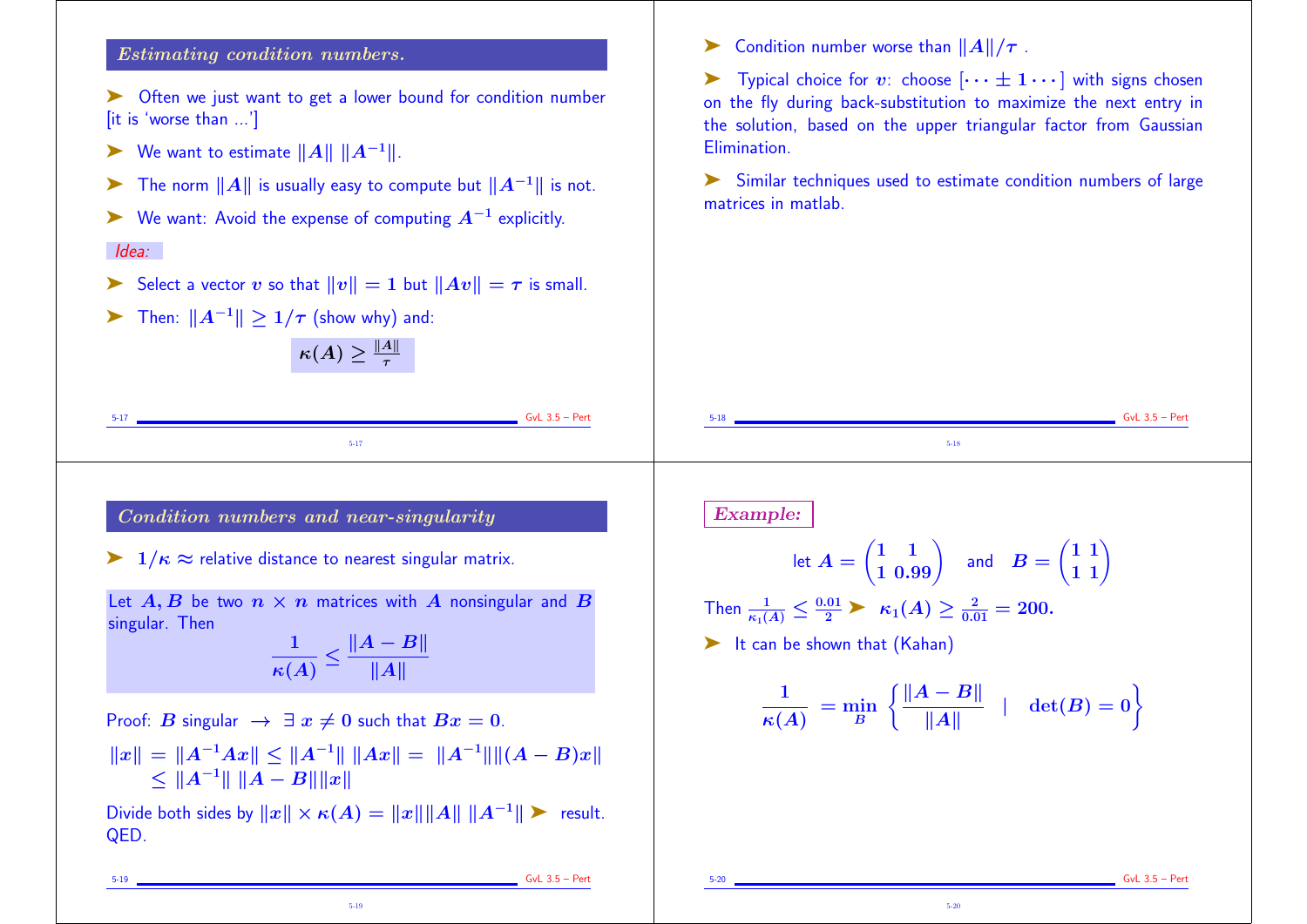## Estimating condition numbers.

- Often we just want to get a lower bound for condition number [it is 'worse than ...']
- We want to estimate $\|A\| \, \|A^{-1}\|$.
- The norm $\|A\|$ is usually easy to compute but $\|A^{-1}\|$ is not.
- We want: Avoid the expense of computing $A^{-1}$ explicitly.

*Idea:*

- Select a vector $v$ so that $\|v\| = 1$ but $\|Av\| = \tau$ is small.
- Then: $\|A^{-1}\| \geq 1/\tau$ (show why) and:

$$\kappa(A) \geq \frac{\|A\|}{\tau}$$

- Condition number worse than $\|A\|/\tau$ .
- Typical choice for $v$: choose $[\cdots \pm 1 \cdots]$ with signs chosen on the fly during back-substitution to maximize the next entry in the solution, based on the upper triangular factor from Gaussian Elimination.
- Similar techniques used to estimate condition numbers of large matrices in matlab.

## Condition numbers and near-singularity

- $1/\kappa \approx$ relative distance to nearest singular matrix.

Let $A, B$ be two $n \times n$ matrices with $A$ nonsingular and $B$ singular. Then

$$\frac{1}{\kappa(A)} \leq \frac{\|A - B\|}{\|A\|}$$

Proof: $B$ singular $\rightarrow$ $\exists \, x \neq 0$ such that $Bx = 0$.

$$\|x\| = \|A^{-1}Ax\| \leq \|A^{-1}\| \, \|Ax\| = \|A^{-1}\|\|(A - B)x\| \leq \|A^{-1}\| \, \|A - B\|\|x\|$$

Divide both sides by $\|x\| \times \kappa(A) = \|x\|\|A\| \, \|A^{-1}\|$ ➤ result. QED.

**Example:**

$$\text{let } A = \begin{pmatrix} 1 & 1 \\ 1 & 0.99 \end{pmatrix} \quad \text{and} \quad B = \begin{pmatrix} 1 & 1 \\ 1 & 1 \end{pmatrix}$$

Then $\frac{1}{\kappa_1(A)} \leq \frac{0.01}{2}$ ➤ $\kappa_1(A) \geq \frac{2}{0.01} = 200.$

- It can be shown that (Kahan)

$$\frac{1}{\kappa(A)} = \min_B \left\{ \frac{\|A - B\|}{\|A\|} \quad | \quad \det(B) = 0 \right\}$$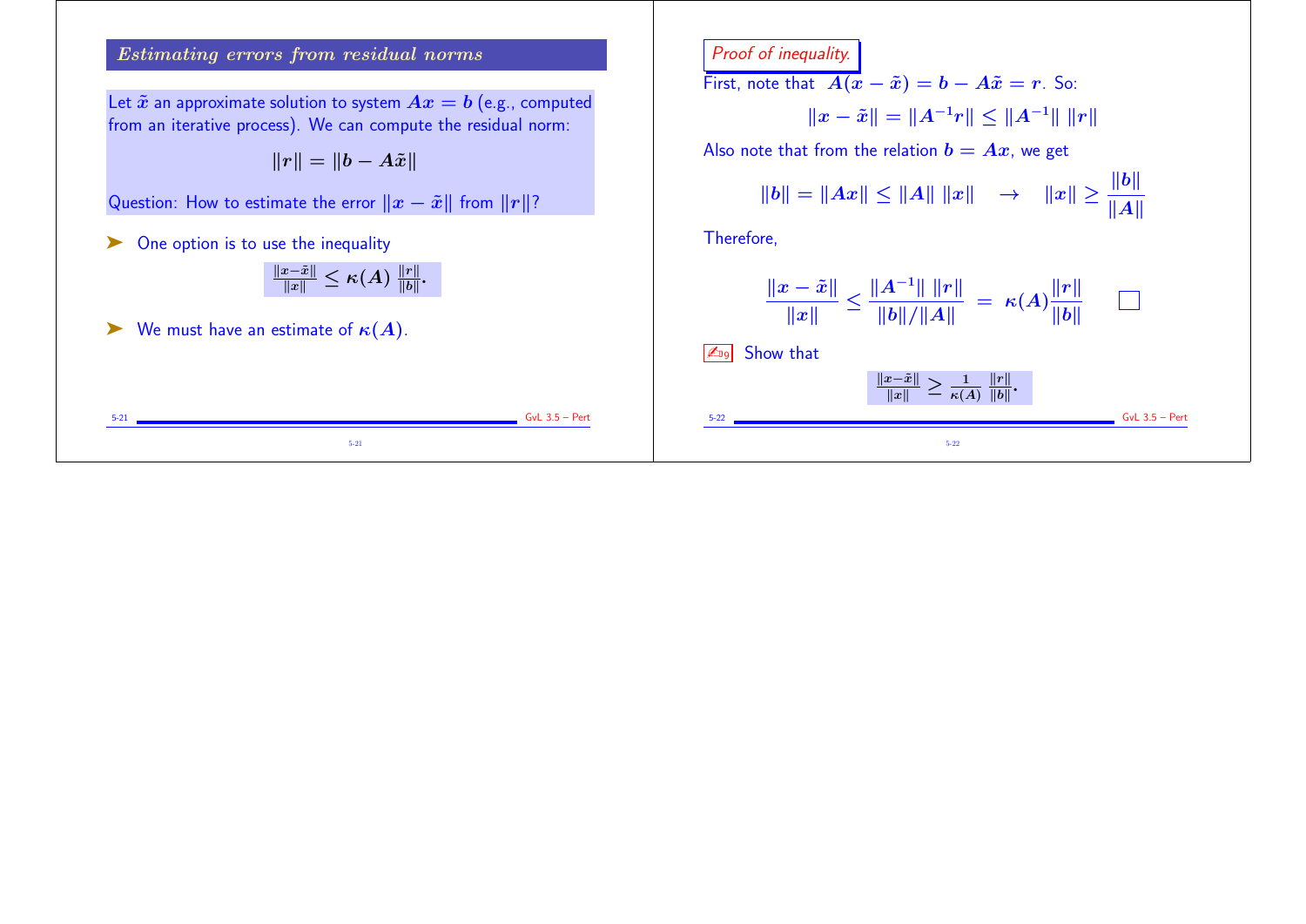## *Estimating errors from residual norms*

Let $\tilde{x}$ an approximate solution to system $Ax = b$ (e.g., computed from an iterative process). We can compute the residual norm:

$$\|r\| = \|b - A\tilde{x}\|$$

Question: How to estimate the error $\|x - \tilde{x}\|$ from $\|r\|$?

➤ One option is to use the inequality

$$\frac{\|x-\tilde{x}\|}{\|x\|} \le \kappa(A)\ \frac{\|r\|}{\|b\|}.$$

➤ We must have an estimate of $\kappa(A)$.

*Proof of inequality.*

First, note that $A(x - \tilde{x}) = b - A\tilde{x} = r$. So:

$$\|x - \tilde{x}\| = \|A^{-1}r\| \le \|A^{-1}\|\ \|r\|$$

Also note that from the relation $b = Ax$, we get

$$\|b\| = \|Ax\| \le \|A\|\ \|x\| \quad \to \quad \|x\| \ge \frac{\|b\|}{\|A\|}$$

Therefore,

$$\frac{\|x - \tilde{x}\|}{\|x\|} \le \frac{\|A^{-1}\|\ \|r\|}{\|b\|/\|A\|} = \kappa(A)\frac{\|r\|}{\|b\|} \qquad \square$$

✍₀₉ Show that

$$\frac{\|x-\tilde{x}\|}{\|x\|} \ge \frac{1}{\kappa(A)}\ \frac{\|r\|}{\|b\|}.$$